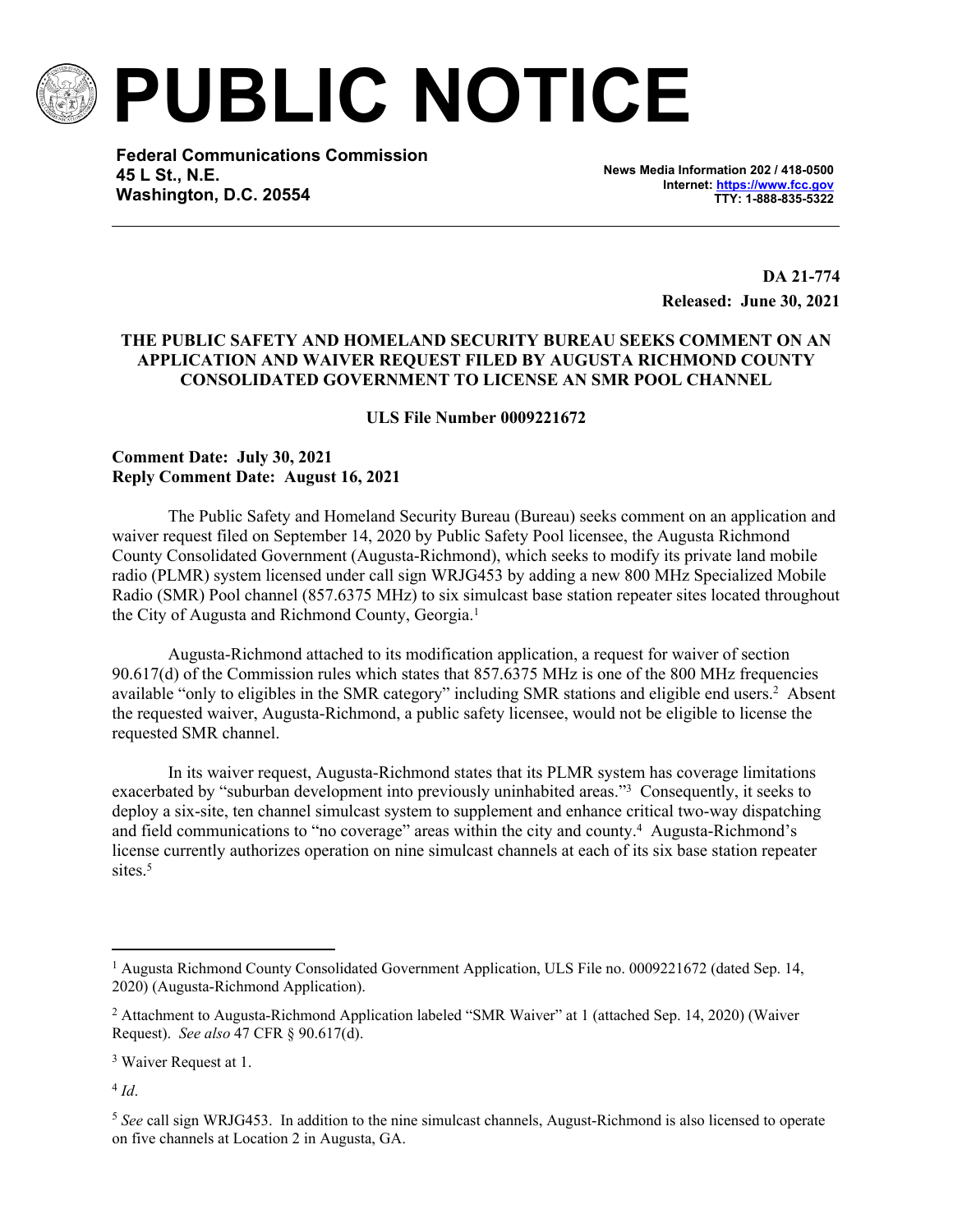# PUBLIC NOTICE

**Federal Communications Commission**
**45 L St., N.E.**
**Washington, D.C. 20554**

**News Media Information 202 / 418-0500**
**Internet: https://www.fcc.gov**
**TTY: 1-888-835-5322**

**DA 21-774**
**Released: June 30, 2021**

**THE PUBLIC SAFETY AND HOMELAND SECURITY BUREAU SEEKS COMMENT ON AN APPLICATION AND WAIVER REQUEST FILED BY AUGUSTA RICHMOND COUNTY CONSOLIDATED GOVERNMENT TO LICENSE AN SMR POOL CHANNEL**

**ULS File Number 0009221672**

**Comment Date: July 30, 2021**
**Reply Comment Date: August 16, 2021**

The Public Safety and Homeland Security Bureau (Bureau) seeks comment on an application and waiver request filed on September 14, 2020 by Public Safety Pool licensee, the Augusta Richmond County Consolidated Government (Augusta-Richmond), which seeks to modify its private land mobile radio (PLMR) system licensed under call sign WRJG453 by adding a new 800 MHz Specialized Mobile Radio (SMR) Pool channel (857.6375 MHz) to six simulcast base station repeater sites located throughout the City of Augusta and Richmond County, Georgia.[1]

Augusta-Richmond attached to its modification application, a request for waiver of section 90.617(d) of the Commission rules which states that 857.6375 MHz is one of the 800 MHz frequencies available "only to eligibles in the SMR category" including SMR stations and eligible end users.[2] Absent the requested waiver, Augusta-Richmond, a public safety licensee, would not be eligible to license the requested SMR channel.

In its waiver request, Augusta-Richmond states that its PLMR system has coverage limitations exacerbated by "suburban development into previously uninhabited areas."[3] Consequently, it seeks to deploy a six-site, ten channel simulcast system to supplement and enhance critical two-way dispatching and field communications to "no coverage" areas within the city and county.[4] Augusta-Richmond's license currently authorizes operation on nine simulcast channels at each of its six base station repeater sites.[5]

---

[1] Augusta Richmond County Consolidated Government Application, ULS File no. 0009221672 (dated Sep. 14, 2020) (Augusta-Richmond Application).

[2] Attachment to Augusta-Richmond Application labeled "SMR Waiver" at 1 (attached Sep. 14, 2020) (Waiver Request). *See also* 47 CFR § 90.617(d).

[3] Waiver Request at 1.

[4] *Id*.

[5] *See* call sign WRJG453. In addition to the nine simulcast channels, August-Richmond is also licensed to operate on five channels at Location 2 in Augusta, GA.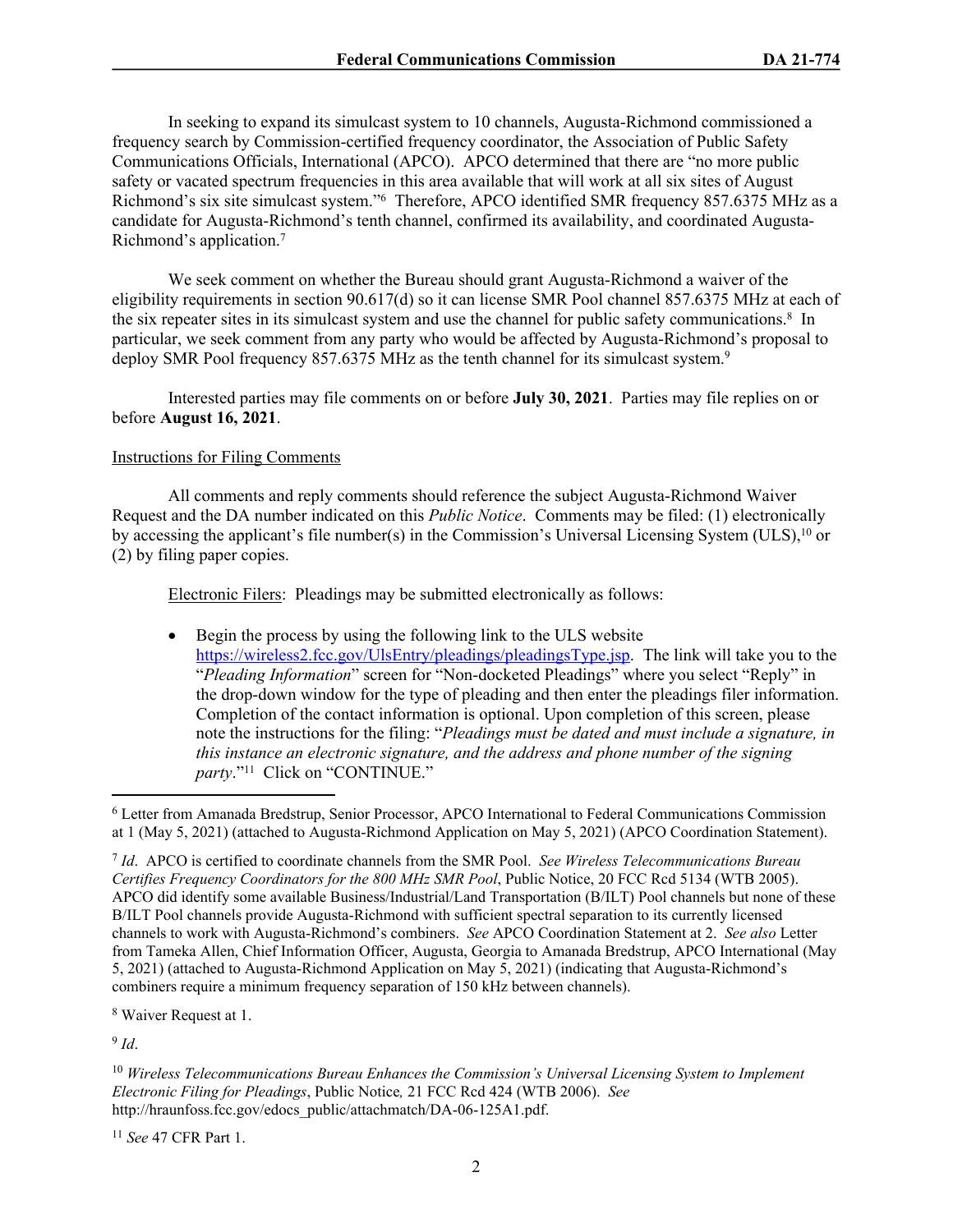In seeking to expand its simulcast system to 10 channels, Augusta-Richmond commissioned a frequency search by Commission-certified frequency coordinator, the Association of Public Safety Communications Officials, International (APCO). APCO determined that there are "no more public safety or vacated spectrum frequencies in this area available that will work at all six sites of August Richmond's six site simulcast system."[6] Therefore, APCO identified SMR frequency 857.6375 MHz as a candidate for Augusta-Richmond's tenth channel, confirmed its availability, and coordinated Augusta-Richmond's application.[7]

We seek comment on whether the Bureau should grant Augusta-Richmond a waiver of the eligibility requirements in section 90.617(d) so it can license SMR Pool channel 857.6375 MHz at each of the six repeater sites in its simulcast system and use the channel for public safety communications.[8] In particular, we seek comment from any party who would be affected by Augusta-Richmond's proposal to deploy SMR Pool frequency 857.6375 MHz as the tenth channel for its simulcast system.[9]

Interested parties may file comments on or before **July 30, 2021**. Parties may file replies on or before **August 16, 2021**.

Instructions for Filing Comments

All comments and reply comments should reference the subject Augusta-Richmond Waiver Request and the DA number indicated on this *Public Notice*. Comments may be filed: (1) electronically by accessing the applicant's file number(s) in the Commission's Universal Licensing System (ULS),[10] or (2) by filing paper copies.

Electronic Filers: Pleadings may be submitted electronically as follows:

- Begin the process by using the following link to the ULS website https://wireless2.fcc.gov/UlsEntry/pleadings/pleadingsType.jsp. The link will take you to the "*Pleading Information*" screen for "Non-docketed Pleadings" where you select "Reply" in the drop-down window for the type of pleading and then enter the pleadings filer information. Completion of the contact information is optional. Upon completion of this screen, please note the instructions for the filing: "*Pleadings must be dated and must include a signature, in this instance an electronic signature, and the address and phone number of the signing party*."[11] Click on "CONTINUE."

---

[6] Letter from Amanada Bredstrup, Senior Processor, APCO International to Federal Communications Commission at 1 (May 5, 2021) (attached to Augusta-Richmond Application on May 5, 2021) (APCO Coordination Statement).

[7] *Id*. APCO is certified to coordinate channels from the SMR Pool. *See Wireless Telecommunications Bureau Certifies Frequency Coordinators for the 800 MHz SMR Pool*, Public Notice, 20 FCC Rcd 5134 (WTB 2005). APCO did identify some available Business/Industrial/Land Transportation (B/ILT) Pool channels but none of these B/ILT Pool channels provide Augusta-Richmond with sufficient spectral separation to its currently licensed channels to work with Augusta-Richmond's combiners. *See* APCO Coordination Statement at 2. *See also* Letter from Tameka Allen, Chief Information Officer, Augusta, Georgia to Amanada Bredstrup, APCO International (May 5, 2021) (attached to Augusta-Richmond Application on May 5, 2021) (indicating that Augusta-Richmond's combiners require a minimum frequency separation of 150 kHz between channels).

[8] Waiver Request at 1.

[9] *Id*.

[10] *Wireless Telecommunications Bureau Enhances the Commission's Universal Licensing System to Implement Electronic Filing for Pleadings*, Public Notice*,* 21 FCC Rcd 424 (WTB 2006). *See* http://hraunfoss.fcc.gov/edocs_public/attachmatch/DA-06-125A1.pdf.

[11] *See* 47 CFR Part 1.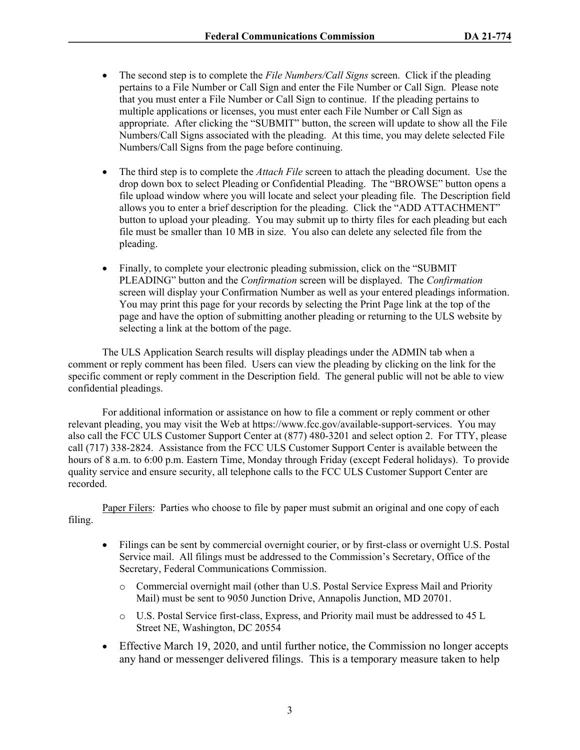- The second step is to complete the *File Numbers/Call Signs* screen. Click if the pleading pertains to a File Number or Call Sign and enter the File Number or Call Sign. Please note that you must enter a File Number or Call Sign to continue. If the pleading pertains to multiple applications or licenses, you must enter each File Number or Call Sign as appropriate. After clicking the "SUBMIT" button, the screen will update to show all the File Numbers/Call Signs associated with the pleading. At this time, you may delete selected File Numbers/Call Signs from the page before continuing.

- The third step is to complete the *Attach File* screen to attach the pleading document. Use the drop down box to select Pleading or Confidential Pleading. The "BROWSE" button opens a file upload window where you will locate and select your pleading file. The Description field allows you to enter a brief description for the pleading. Click the "ADD ATTACHMENT" button to upload your pleading. You may submit up to thirty files for each pleading but each file must be smaller than 10 MB in size. You also can delete any selected file from the pleading.

- Finally, to complete your electronic pleading submission, click on the "SUBMIT PLEADING" button and the *Confirmation* screen will be displayed. The *Confirmation* screen will display your Confirmation Number as well as your entered pleadings information. You may print this page for your records by selecting the Print Page link at the top of the page and have the option of submitting another pleading or returning to the ULS website by selecting a link at the bottom of the page.

The ULS Application Search results will display pleadings under the ADMIN tab when a comment or reply comment has been filed. Users can view the pleading by clicking on the link for the specific comment or reply comment in the Description field. The general public will not be able to view confidential pleadings.

For additional information or assistance on how to file a comment or reply comment or other relevant pleading, you may visit the Web at https://www.fcc.gov/available-support-services. You may also call the FCC ULS Customer Support Center at (877) 480-3201 and select option 2. For TTY, please call (717) 338-2824. Assistance from the FCC ULS Customer Support Center is available between the hours of 8 a.m. to 6:00 p.m. Eastern Time, Monday through Friday (except Federal holidays). To provide quality service and ensure security, all telephone calls to the FCC ULS Customer Support Center are recorded.

Paper Filers: Parties who choose to file by paper must submit an original and one copy of each filing.

- Filings can be sent by commercial overnight courier, or by first-class or overnight U.S. Postal Service mail. All filings must be addressed to the Commission's Secretary, Office of the Secretary, Federal Communications Commission.
  - Commercial overnight mail (other than U.S. Postal Service Express Mail and Priority Mail) must be sent to 9050 Junction Drive, Annapolis Junction, MD 20701.
  - U.S. Postal Service first-class, Express, and Priority mail must be addressed to 45 L Street NE, Washington, DC 20554
- Effective March 19, 2020, and until further notice, the Commission no longer accepts any hand or messenger delivered filings. This is a temporary measure taken to help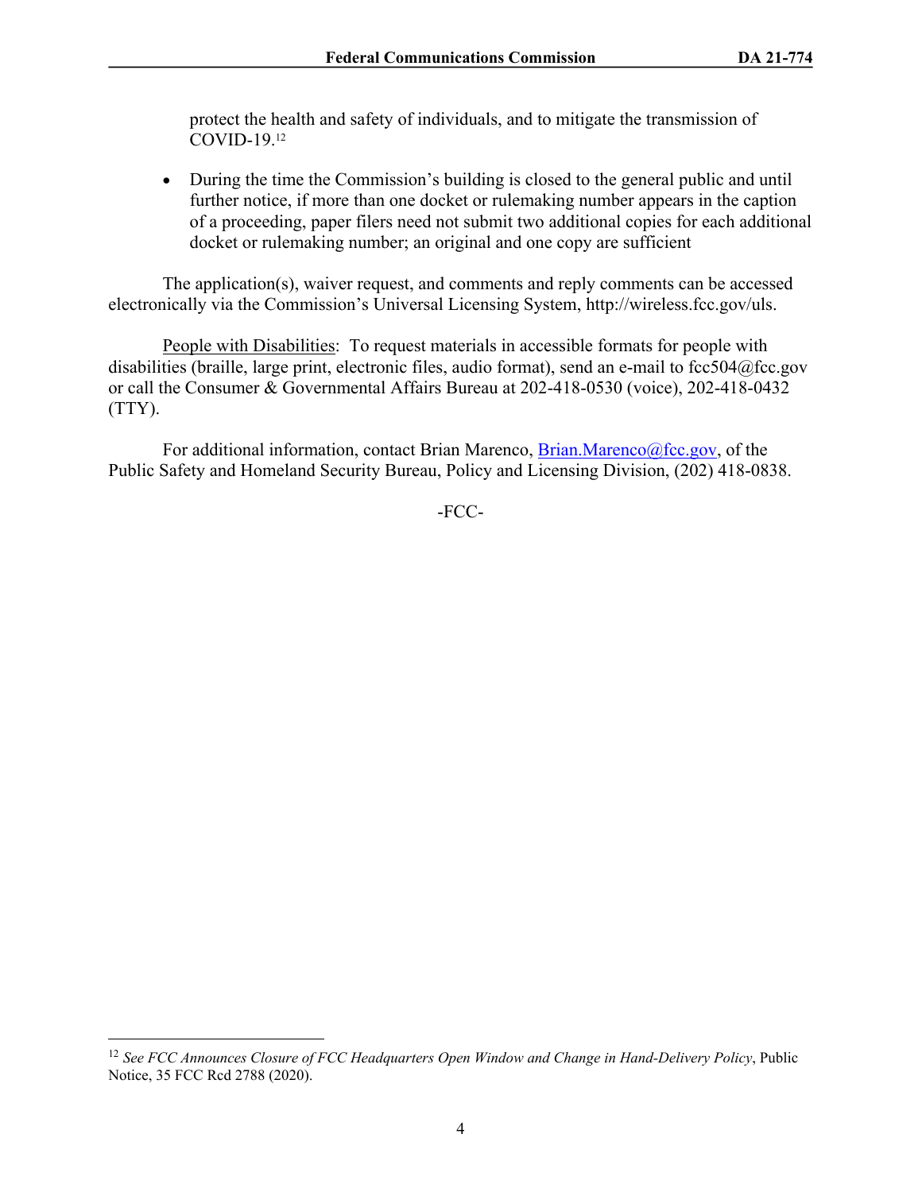protect the health and safety of individuals, and to mitigate the transmission of COVID-19.[12]

- During the time the Commission's building is closed to the general public and until further notice, if more than one docket or rulemaking number appears in the caption of a proceeding, paper filers need not submit two additional copies for each additional docket or rulemaking number; an original and one copy are sufficient

The application(s), waiver request, and comments and reply comments can be accessed electronically via the Commission's Universal Licensing System, http://wireless.fcc.gov/uls.

People with Disabilities: To request materials in accessible formats for people with disabilities (braille, large print, electronic files, audio format), send an e-mail to fcc504@fcc.gov or call the Consumer & Governmental Affairs Bureau at 202-418-0530 (voice), 202-418-0432 (TTY).

For additional information, contact Brian Marenco, Brian.Marenco@fcc.gov, of the Public Safety and Homeland Security Bureau, Policy and Licensing Division, (202) 418-0838.

-FCC-

---

[12] *See FCC Announces Closure of FCC Headquarters Open Window and Change in Hand-Delivery Policy*, Public Notice, 35 FCC Rcd 2788 (2020).